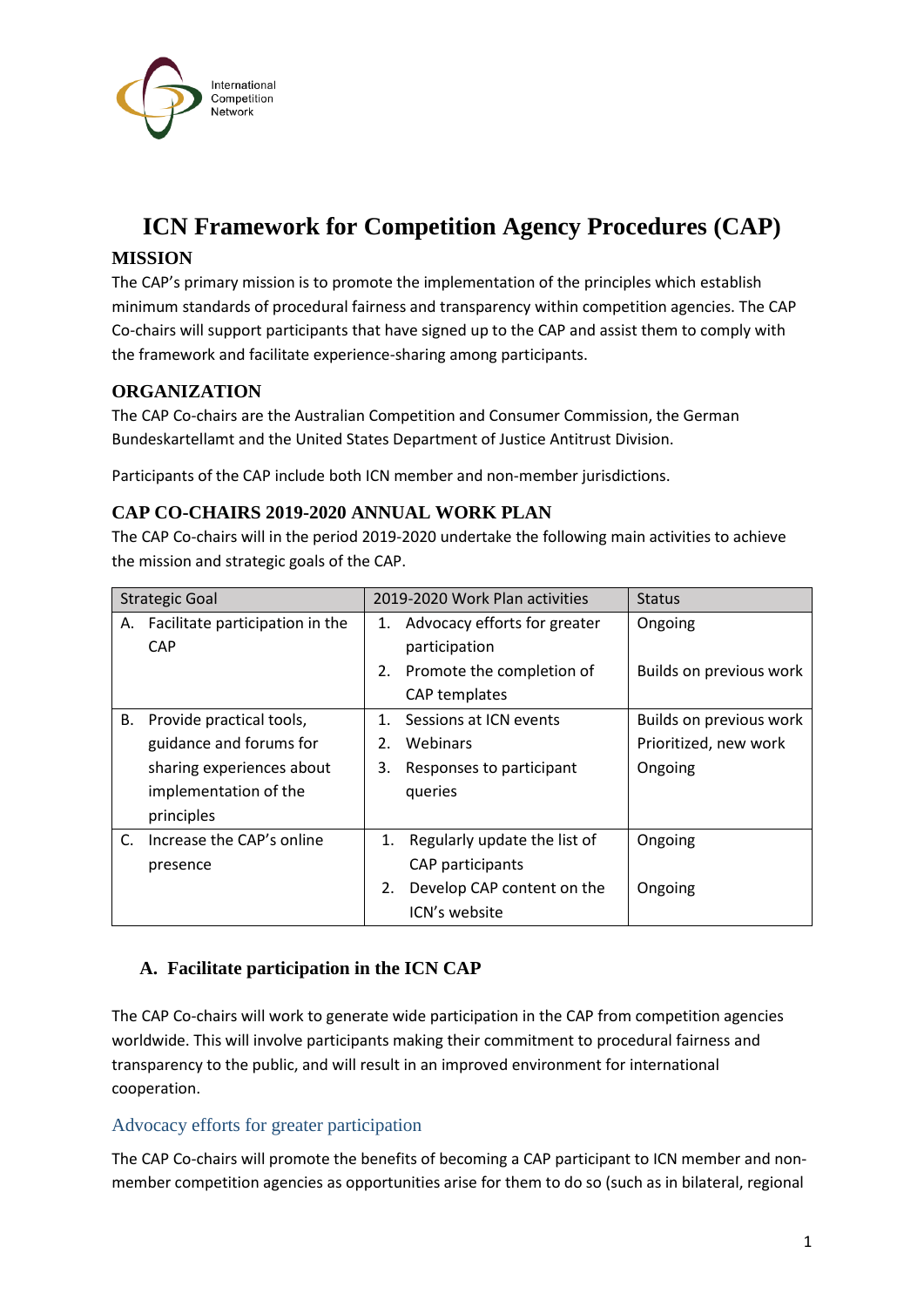# ICN Framework for Competition Agency Procedures (CAP)

## MISSION

The CAP's primary mission is to promote the implementation of the principles which establish minimum standards of procedural fairness and transparency within competition agencies. The CAP Co-chairs will support participants that have signed up to the CAP and assist them to comply with the framework and facilitate experience-sharing among participants.

## ORGANIZATION

The CAP Co-chairs are the Australian Competition and Consumer Commission, the German Bundeskartellamt and the United States Department of Justice Antitrust Division.

Participants of the CAP include both ICN member and non-member jurisdictions.

## CAP CO-CHAIRS 2019-2020 ANNUAL WORK PLAN

The CAP Co-chairs will in the period 2019-2020 undertake the following main activities to achieve the mission and strategic goals of the CAP.

| Strategic Goal | 2019-2020 Work Plan activities | Status |
| --- | --- | --- |
| A. Facilitate participation in the CAP | 1. Advocacy efforts for greater participation | Ongoing |
| | 2. Promote the completion of CAP templates | Builds on previous work |
| B. Provide practical tools, guidance and forums for sharing experiences about implementation of the principles | 1. Sessions at ICN events | Builds on previous work |
| | 2. Webinars | Prioritized, new work |
| | 3. Responses to participant queries | Ongoing |
| C. Increase the CAP's online presence | 1. Regularly update the list of CAP participants | Ongoing |
| | 2. Develop CAP content on the ICN's website | Ongoing |

### A. Facilitate participation in the ICN CAP

The CAP Co-chairs will work to generate wide participation in the CAP from competition agencies worldwide. This will involve participants making their commitment to procedural fairness and transparency to the public, and will result in an improved environment for international cooperation.

#### Advocacy efforts for greater participation

The CAP Co-chairs will promote the benefits of becoming a CAP participant to ICN member and non-member competition agencies as opportunities arise for them to do so (such as in bilateral, regional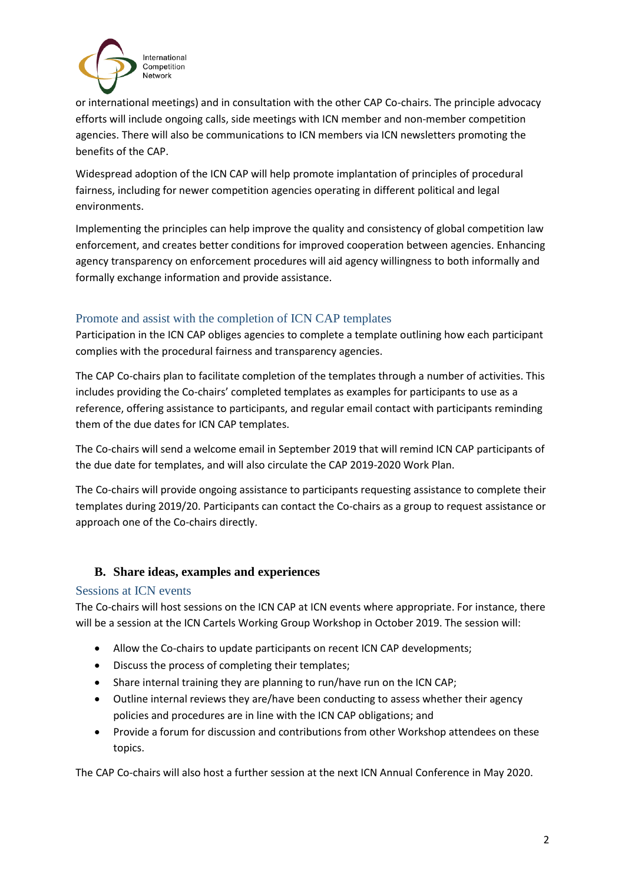or international meetings) and in consultation with the other CAP Co-chairs. The principle advocacy efforts will include ongoing calls, side meetings with ICN member and non-member competition agencies. There will also be communications to ICN members via ICN newsletters promoting the benefits of the CAP.

Widespread adoption of the ICN CAP will help promote implantation of principles of procedural fairness, including for newer competition agencies operating in different political and legal environments.

Implementing the principles can help improve the quality and consistency of global competition law enforcement, and creates better conditions for improved cooperation between agencies. Enhancing agency transparency on enforcement procedures will aid agency willingness to both informally and formally exchange information and provide assistance.

### Promote and assist with the completion of ICN CAP templates

Participation in the ICN CAP obliges agencies to complete a template outlining how each participant complies with the procedural fairness and transparency agencies.

The CAP Co-chairs plan to facilitate completion of the templates through a number of activities. This includes providing the Co-chairs' completed templates as examples for participants to use as a reference, offering assistance to participants, and regular email contact with participants reminding them of the due dates for ICN CAP templates.

The Co-chairs will send a welcome email in September 2019 that will remind ICN CAP participants of the due date for templates, and will also circulate the CAP 2019-2020 Work Plan.

The Co-chairs will provide ongoing assistance to participants requesting assistance to complete their templates during 2019/20. Participants can contact the Co-chairs as a group to request assistance or approach one of the Co-chairs directly.

## B. Share ideas, examples and experiences

### Sessions at ICN events

The Co-chairs will host sessions on the ICN CAP at ICN events where appropriate. For instance, there will be a session at the ICN Cartels Working Group Workshop in October 2019. The session will:

- Allow the Co-chairs to update participants on recent ICN CAP developments;
- Discuss the process of completing their templates;
- Share internal training they are planning to run/have run on the ICN CAP;
- Outline internal reviews they are/have been conducting to assess whether their agency policies and procedures are in line with the ICN CAP obligations; and
- Provide a forum for discussion and contributions from other Workshop attendees on these topics.

The CAP Co-chairs will also host a further session at the next ICN Annual Conference in May 2020.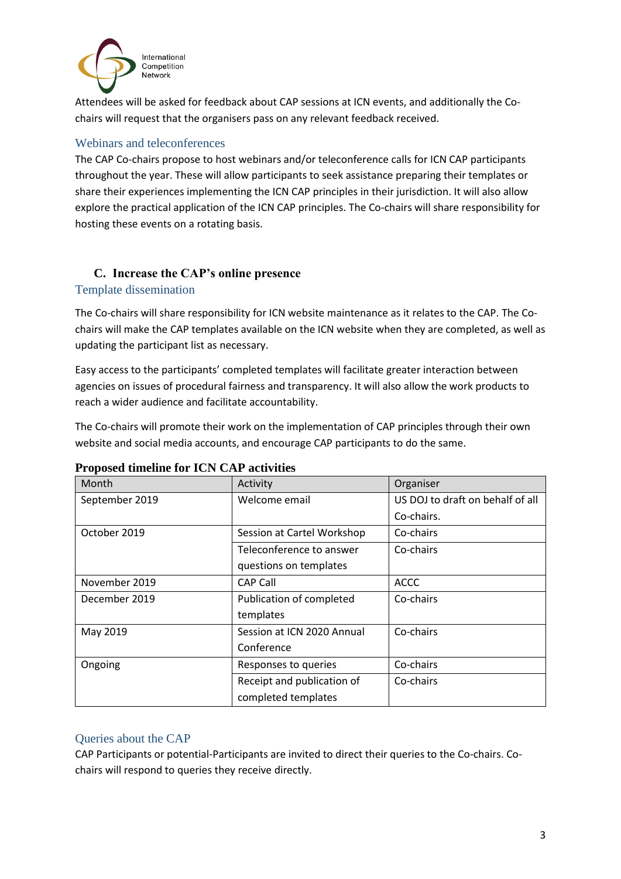Attendees will be asked for feedback about CAP sessions at ICN events, and additionally the Co-chairs will request that the organisers pass on any relevant feedback received.

### Webinars and teleconferences

The CAP Co-chairs propose to host webinars and/or teleconference calls for ICN CAP participants throughout the year. These will allow participants to seek assistance preparing their templates or share their experiences implementing the ICN CAP principles in their jurisdiction. It will also allow explore the practical application of the ICN CAP principles. The Co-chairs will share responsibility for hosting these events on a rotating basis.

## C. Increase the CAP's online presence

### Template dissemination

The Co-chairs will share responsibility for ICN website maintenance as it relates to the CAP. The Co-chairs will make the CAP templates available on the ICN website when they are completed, as well as updating the participant list as necessary.

Easy access to the participants' completed templates will facilitate greater interaction between agencies on issues of procedural fairness and transparency. It will also allow the work products to reach a wider audience and facilitate accountability.

The Co-chairs will promote their work on the implementation of CAP principles through their own website and social media accounts, and encourage CAP participants to do the same.

**Proposed timeline for ICN CAP activities**

| Month | Activity | Organiser |
|---|---|---|
| September 2019 | Welcome email | US DOJ to draft on behalf of all Co-chairs. |
| October 2019 | Session at Cartel Workshop | Co-chairs |
| | Teleconference to answer questions on templates | Co-chairs |
| November 2019 | CAP Call | ACCC |
| December 2019 | Publication of completed templates | Co-chairs |
| May 2019 | Session at ICN 2020 Annual Conference | Co-chairs |
| Ongoing | Responses to queries | Co-chairs |
| | Receipt and publication of completed templates | Co-chairs |

### Queries about the CAP

CAP Participants or potential-Participants are invited to direct their queries to the Co-chairs. Co-chairs will respond to queries they receive directly.